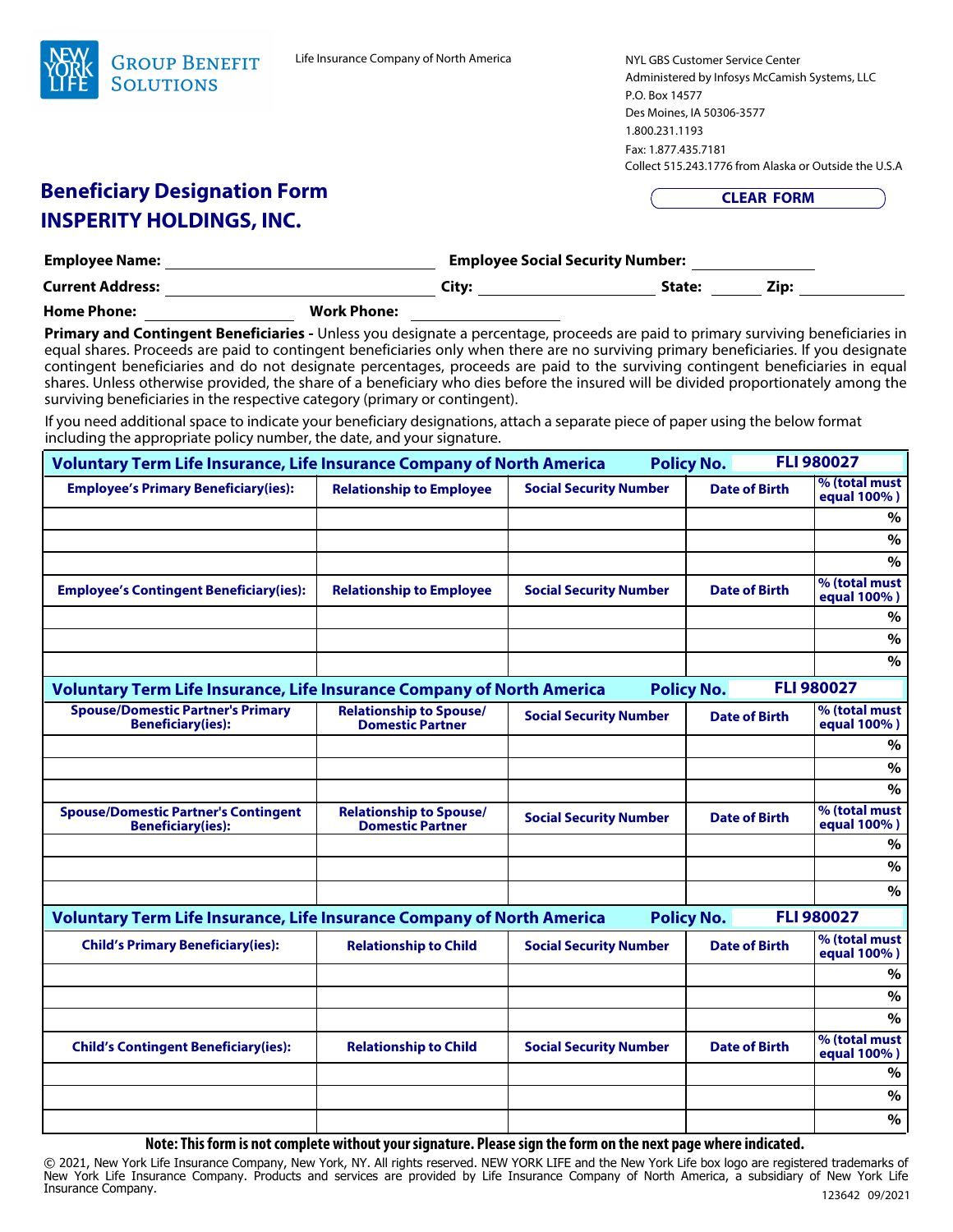NEW YORK LIFE GROUP BENEFIT SOLUTIONS

Life Insurance Company of North America

NYL GBS Customer Service Center
Administered by Infosys McCamish Systems, LLC
P.O. Box 14577
Des Moines, IA 50306-3577
1.800.231.1193
Fax: 1.877.435.7181
Collect 515.243.1776 from Alaska or Outside the U.S.A

# Beneficiary Designation Form
# INSPERITY HOLDINGS, INC.

CLEAR FORM

**Employee Name:** ____________________ **Employee Social Security Number:** ____________

**Current Address:** ____________________ **City:** ____________ **State:** ______ **Zip:** ________

**Home Phone:** ____________ **Work Phone:** ____________

**Primary and Contingent Beneficiaries -** Unless you designate a percentage, proceeds are paid to primary surviving beneficiaries in equal shares. Proceeds are paid to contingent beneficiaries only when there are no surviving primary beneficiaries. If you designate contingent beneficiaries and do not designate percentages, proceeds are paid to the surviving contingent beneficiaries in equal shares. Unless otherwise provided, the share of a beneficiary who dies before the insured will be divided proportionately among the surviving beneficiaries in the respective category (primary or contingent).

If you need additional space to indicate your beneficiary designations, attach a separate piece of paper using the below format including the appropriate policy number, the date, and your signature.

| Voluntary Term Life Insurance, Life Insurance Company of North America | | | Policy No. | FLI 980027 |
|---|---|---|---|---|
| **Employee's Primary Beneficiary(ies):** | **Relationship to Employee** | **Social Security Number** | **Date of Birth** | **% (total must equal 100%)** |
| | | | | % |
| | | | | % |
| | | | | % |
| **Employee's Contingent Beneficiary(ies):** | **Relationship to Employee** | **Social Security Number** | **Date of Birth** | **% (total must equal 100%)** |
| | | | | % |
| | | | | % |
| | | | | % |

| Voluntary Term Life Insurance, Life Insurance Company of North America | | | Policy No. | FLI 980027 |
|---|---|---|---|---|
| **Spouse/Domestic Partner's Primary Beneficiary(ies):** | **Relationship to Spouse/ Domestic Partner** | **Social Security Number** | **Date of Birth** | **% (total must equal 100%)** |
| | | | | % |
| | | | | % |
| | | | | % |
| **Spouse/Domestic Partner's Contingent Beneficiary(ies):** | **Relationship to Spouse/ Domestic Partner** | **Social Security Number** | **Date of Birth** | **% (total must equal 100%)** |
| | | | | % |
| | | | | % |
| | | | | % |

| Voluntary Term Life Insurance, Life Insurance Company of North America | | | Policy No. | FLI 980027 |
|---|---|---|---|---|
| **Child's Primary Beneficiary(ies):** | **Relationship to Child** | **Social Security Number** | **Date of Birth** | **% (total must equal 100%)** |
| | | | | % |
| | | | | % |
| | | | | % |
| **Child's Contingent Beneficiary(ies):** | **Relationship to Child** | **Social Security Number** | **Date of Birth** | **% (total must equal 100%)** |
| | | | | % |
| | | | | % |
| | | | | % |

**Note: This form is not complete without your signature. Please sign the form on the next page where indicated.**

© 2021, New York Life Insurance Company, New York, NY. All rights reserved. NEW YORK LIFE and the New York Life box logo are registered trademarks of New York Life Insurance Company. Products and services are provided by Life Insurance Company of North America, a subsidiary of New York Life Insurance Company.

123642 09/2021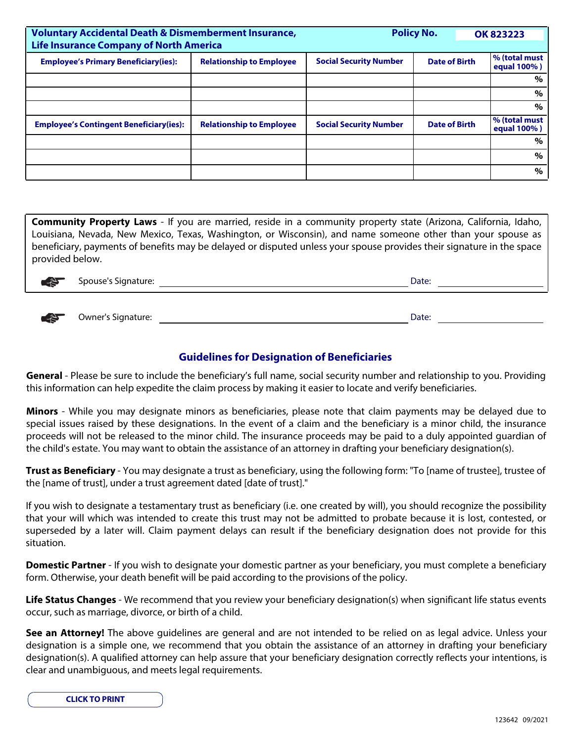| Voluntary Accidental Death & Dismemberment Insurance, Life Insurance Company of North America | | | Policy No. | OK 823223 |
|---|---|---|---|---|
| **Employee's Primary Beneficiary(ies):** | **Relationship to Employee** | **Social Security Number** | **Date of Birth** | **% (total must equal 100% )** |
| | | | | % |
| | | | | % |
| | | | | % |
| **Employee's Contingent Beneficiary(ies):** | **Relationship to Employee** | **Social Security Number** | **Date of Birth** | **% (total must equal 100% )** |
| | | | | % |
| | | | | % |
| | | | | % |

**Community Property Laws** - If you are married, reside in a community property state (Arizona, California, Idaho, Louisiana, Nevada, New Mexico, Texas, Washington, or Wisconsin), and name someone other than your spouse as beneficiary, payments of benefits may be delayed or disputed unless your spouse provides their signature in the space provided below.

Spouse's Signature: ______________________________ Date: ______________

Owner's Signature: ______________________________ Date: ______________

## Guidelines for Designation of Beneficiaries

**General** - Please be sure to include the beneficiary's full name, social security number and relationship to you. Providing this information can help expedite the claim process by making it easier to locate and verify beneficiaries.

**Minors** - While you may designate minors as beneficiaries, please note that claim payments may be delayed due to special issues raised by these designations. In the event of a claim and the beneficiary is a minor child, the insurance proceeds will not be released to the minor child. The insurance proceeds may be paid to a duly appointed guardian of the child's estate. You may want to obtain the assistance of an attorney in drafting your beneficiary designation(s).

**Trust as Beneficiary** - You may designate a trust as beneficiary, using the following form: "To [name of trustee], trustee of the [name of trust], under a trust agreement dated [date of trust]."

If you wish to designate a testamentary trust as beneficiary (i.e. one created by will), you should recognize the possibility that your will which was intended to create this trust may not be admitted to probate because it is lost, contested, or superseded by a later will. Claim payment delays can result if the beneficiary designation does not provide for this situation.

**Domestic Partner** - If you wish to designate your domestic partner as your beneficiary, you must complete a beneficiary form. Otherwise, your death benefit will be paid according to the provisions of the policy.

**Life Status Changes** - We recommend that you review your beneficiary designation(s) when significant life status events occur, such as marriage, divorce, or birth of a child.

**See an Attorney!** The above guidelines are general and are not intended to be relied on as legal advice. Unless your designation is a simple one, we recommend that you obtain the assistance of an attorney in drafting your beneficiary designation(s). A qualified attorney can help assure that your beneficiary designation correctly reflects your intentions, is clear and unambiguous, and meets legal requirements.

CLICK TO PRINT

123642 09/2021